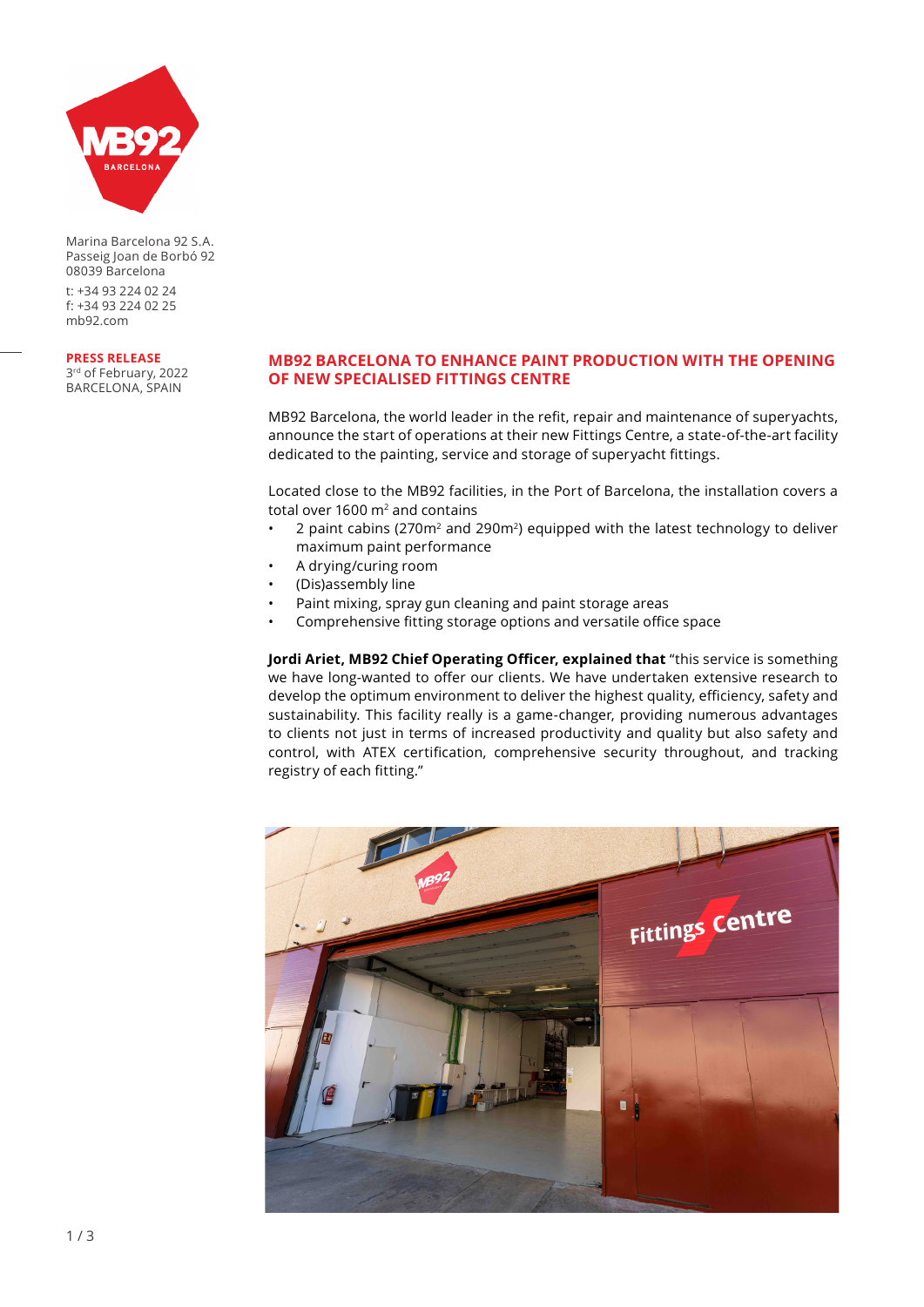Marina Barcelona 92 S.A.
Passeig Joan de Borbó 92
08039 Barcelona

t: +34 93 224 02 24
f: +34 93 224 02 25
mb92.com

**PRESS RELEASE**
3rd of February, 2022
BARCELONA, SPAIN

# MB92 BARCELONA TO ENHANCE PAINT PRODUCTION WITH THE OPENING OF NEW SPECIALISED FITTINGS CENTRE

MB92 Barcelona, the world leader in the refit, repair and maintenance of superyachts, announce the start of operations at their new Fittings Centre, a state-of-the-art facility dedicated to the painting, service and storage of superyacht fittings.

Located close to the MB92 facilities, in the Port of Barcelona, the installation covers a total over 1600 m$^2$ and contains

- 2 paint cabins (270m$^2$ and 290m$^2$) equipped with the latest technology to deliver maximum paint performance
- A drying/curing room
- (Dis)assembly line
- Paint mixing, spray gun cleaning and paint storage areas
- Comprehensive fitting storage options and versatile office space

**Jordi Ariet, MB92 Chief Operating Officer, explained that** "this service is something we have long-wanted to offer our clients. We have undertaken extensive research to develop the optimum environment to deliver the highest quality, efficiency, safety and sustainability. This facility really is a game-changer, providing numerous advantages to clients not just in terms of increased productivity and quality but also safety and control, with ATEX certification, comprehensive security throughout, and tracking registry of each fitting."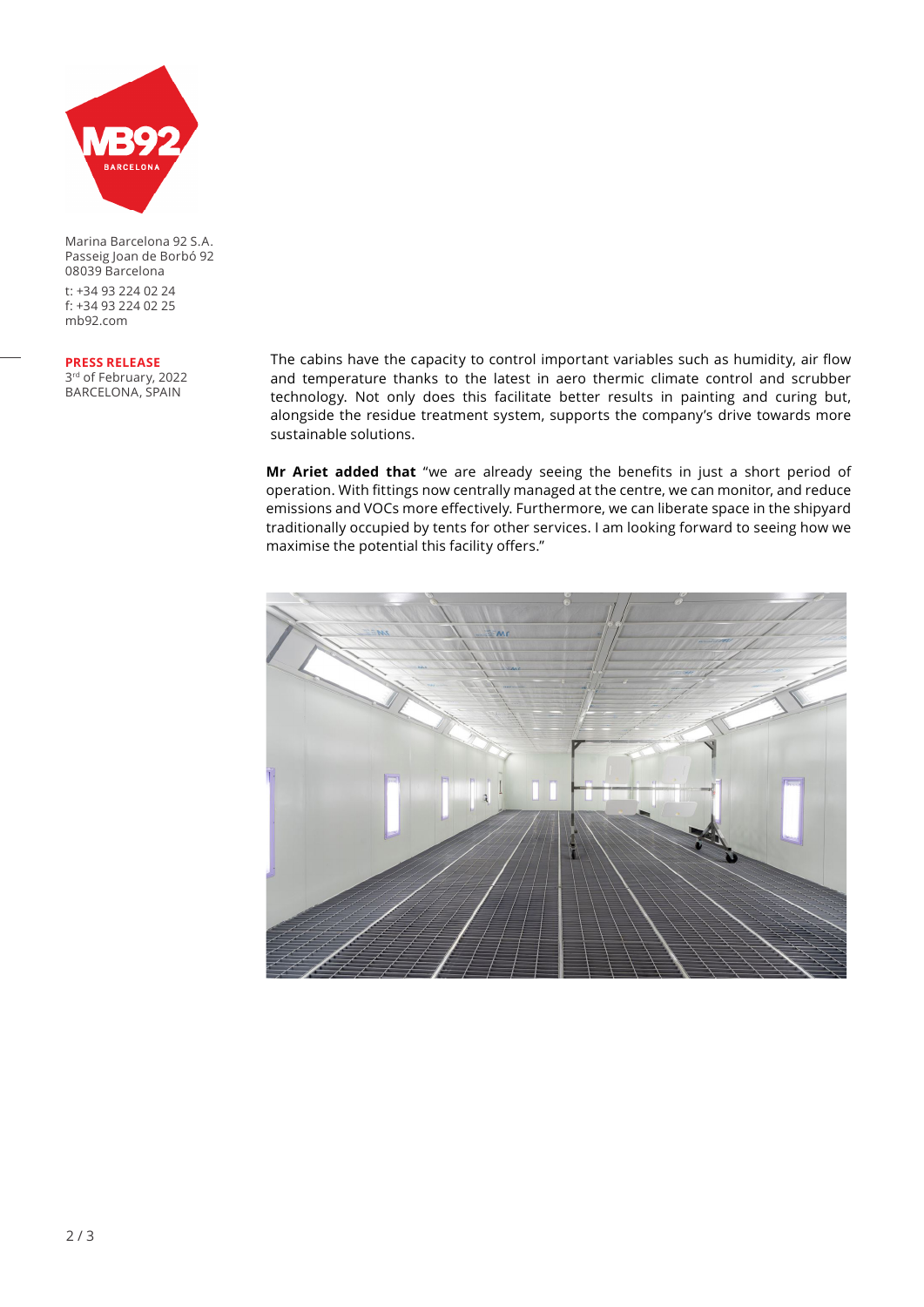Marina Barcelona 92 S.A.
Passeig Joan de Borbó 92
08039 Barcelona

t: +34 93 224 02 24
f: +34 93 224 02 25
mb92.com

**PRESS RELEASE**
3rd of February, 2022
BARCELONA, SPAIN

The cabins have the capacity to control important variables such as humidity, air flow and temperature thanks to the latest in aero thermic climate control and scrubber technology. Not only does this facilitate better results in painting and curing but, alongside the residue treatment system, supports the company's drive towards more sustainable solutions.

**Mr Ariet added that** "we are already seeing the benefits in just a short period of operation. With fittings now centrally managed at the centre, we can monitor, and reduce emissions and VOCs more effectively. Furthermore, we can liberate space in the shipyard traditionally occupied by tents for other services. I am looking forward to seeing how we maximise the potential this facility offers."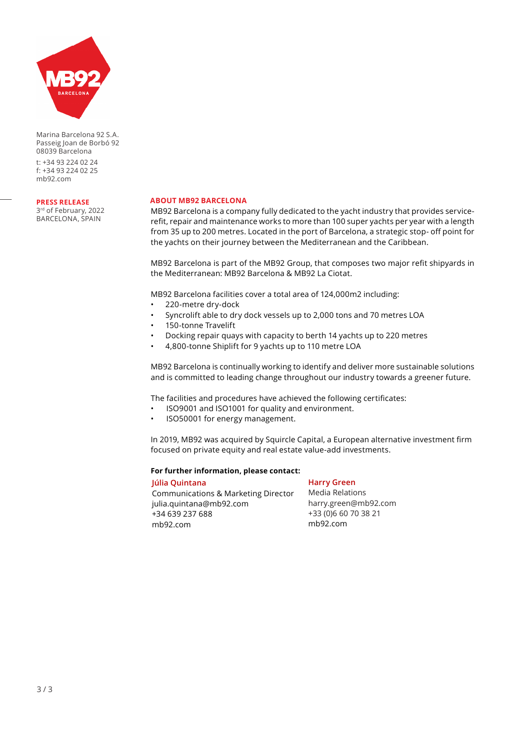Marina Barcelona 92 S.A.
Passeig Joan de Borbó 92
08039 Barcelona

t: +34 93 224 02 24
f: +34 93 224 02 25
mb92.com

**PRESS RELEASE**
3rd of February, 2022
BARCELONA, SPAIN

## ABOUT MB92 BARCELONA

MB92 Barcelona is a company fully dedicated to the yacht industry that provides service-refit, repair and maintenance works to more than 100 super yachts per year with a length from 35 up to 200 metres. Located in the port of Barcelona, a strategic stop- off point for the yachts on their journey between the Mediterranean and the Caribbean.

MB92 Barcelona is part of the MB92 Group, that composes two major refit shipyards in the Mediterranean: MB92 Barcelona & MB92 La Ciotat.

MB92 Barcelona facilities cover a total area of 124,000m2 including:

- 220-metre dry-dock
- Syncrolift able to dry dock vessels up to 2,000 tons and 70 metres LOA
- 150-tonne Travelift
- Docking repair quays with capacity to berth 14 yachts up to 220 metres
- 4,800-tonne Shiplift for 9 yachts up to 110 metre LOA

MB92 Barcelona is continually working to identify and deliver more sustainable solutions and is committed to leading change throughout our industry towards a greener future.

The facilities and procedures have achieved the following certificates:

- ISO9001 and ISO1001 for quality and environment.
- ISO50001 for energy management.

In 2019, MB92 was acquired by Squircle Capital, a European alternative investment firm focused on private equity and real estate value-add investments.

**For further information, please contact:**

**Júlia Quintana**
Communications & Marketing Director
julia.quintana@mb92.com
+34 639 237 688
mb92.com

**Harry Green**
Media Relations
harry.green@mb92.com
+33 (0)6 60 70 38 21
mb92.com